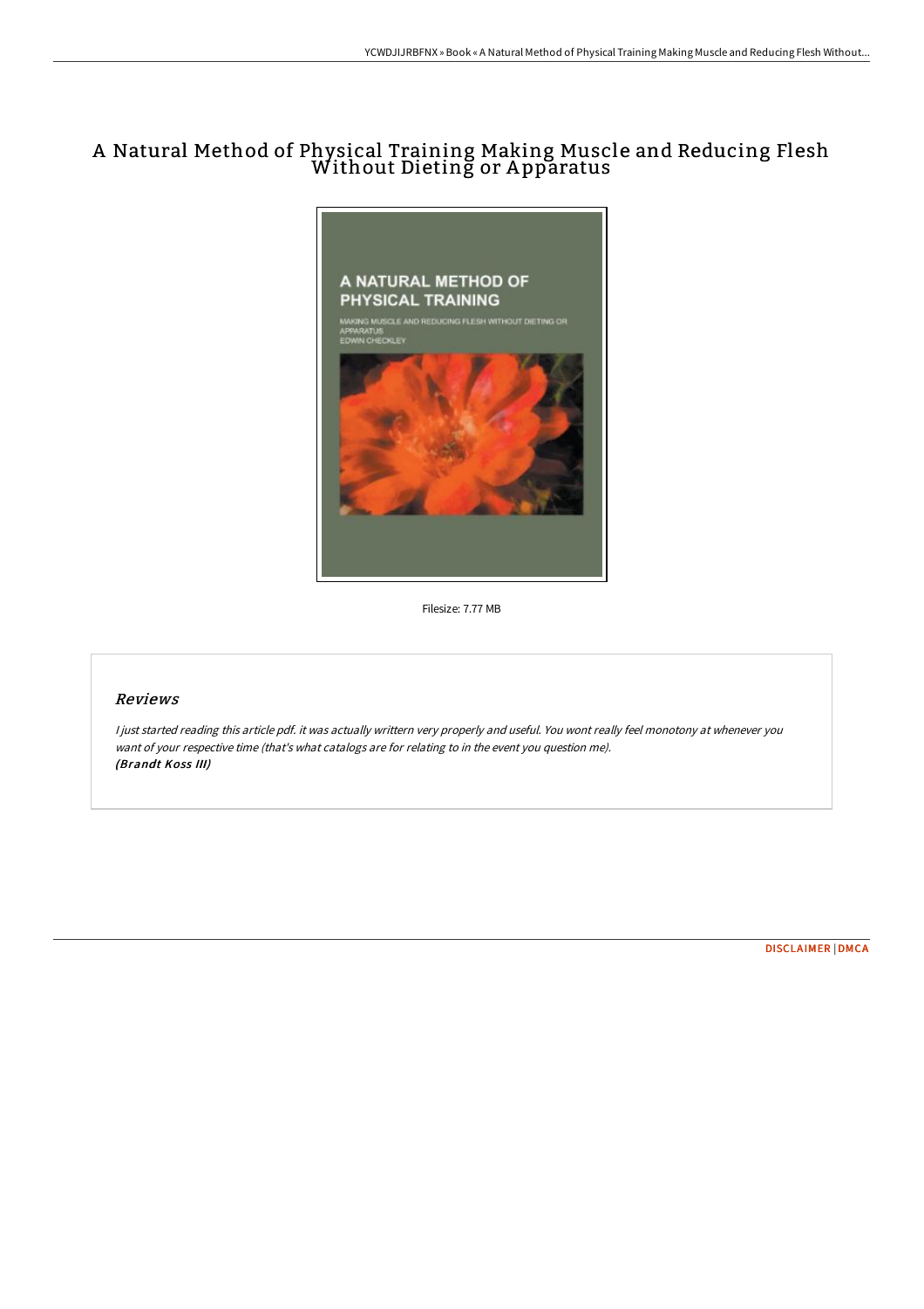# A Natural Method of Physical Training Making Muscle and Reducing Flesh Without Dieting or Apparatus

Filesize: 7.77 MB

## Reviews

*I just started reading this article pdf. it was actually writtern very properly and useful. You wont really feel monotony at whenever you want of your respective time (that's what catalogs are for relating to in the event you question me).*
***(Brandt Koss III)***

DISCLAIMER | DMCA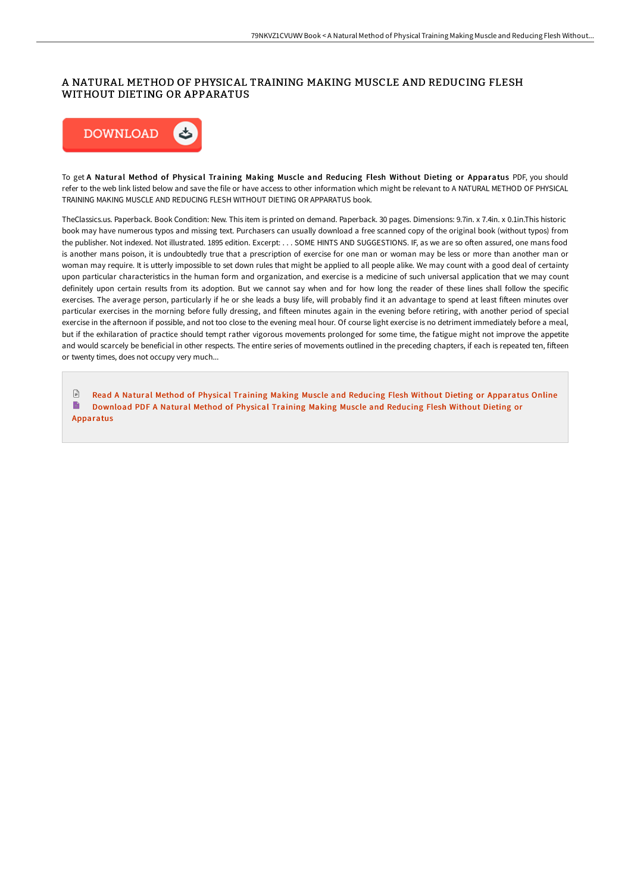# A NATURAL METHOD OF PHYSICAL TRAINING MAKING MUSCLE AND REDUCING FLESH WITHOUT DIETING OR APPARATUS

DOWNLOAD

To get **A Natural Method of Physical Training Making Muscle and Reducing Flesh Without Dieting or Apparatus** PDF, you should refer to the web link listed below and save the file or have access to other information which might be relevant to A NATURAL METHOD OF PHYSICAL TRAINING MAKING MUSCLE AND REDUCING FLESH WITHOUT DIETING OR APPARATUS book.

TheClassics.us. Paperback. Book Condition: New. This item is printed on demand. Paperback. 30 pages. Dimensions: 9.7in. x 7.4in. x 0.1in.This historic book may have numerous typos and missing text. Purchasers can usually download a free scanned copy of the original book (without typos) from the publisher. Not indexed. Not illustrated. 1895 edition. Excerpt: . . . SOME HINTS AND SUGGESTIONS. IF, as we are so often assured, one mans food is another mans poison, it is undoubtedly true that a prescription of exercise for one man or woman may be less or more than another man or woman may require. It is utterly impossible to set down rules that might be applied to all people alike. We may count with a good deal of certainty upon particular characteristics in the human form and organization, and exercise is a medicine of such universal application that we may count definitely upon certain results from its adoption. But we cannot say when and for how long the reader of these lines shall follow the specific exercises. The average person, particularly if he or she leads a busy life, will probably find it an advantage to spend at least fifteen minutes over particular exercises in the morning before fully dressing, and fifteen minutes again in the evening before retiring, with another period of special exercise in the afternoon if possible, and not too close to the evening meal hour. Of course light exercise is no detriment immediately before a meal, but if the exhilaration of practice should tempt rather vigorous movements prolonged for some time, the fatigue might not improve the appetite and would scarcely be beneficial in other respects. The entire series of movements outlined in the preceding chapters, if each is repeated ten, fifteen or twenty times, does not occupy very much...

Read A Natural Method of Physical Training Making Muscle and Reducing Flesh Without Dieting or Apparatus Online

Download PDF A Natural Method of Physical Training Making Muscle and Reducing Flesh Without Dieting or Apparatus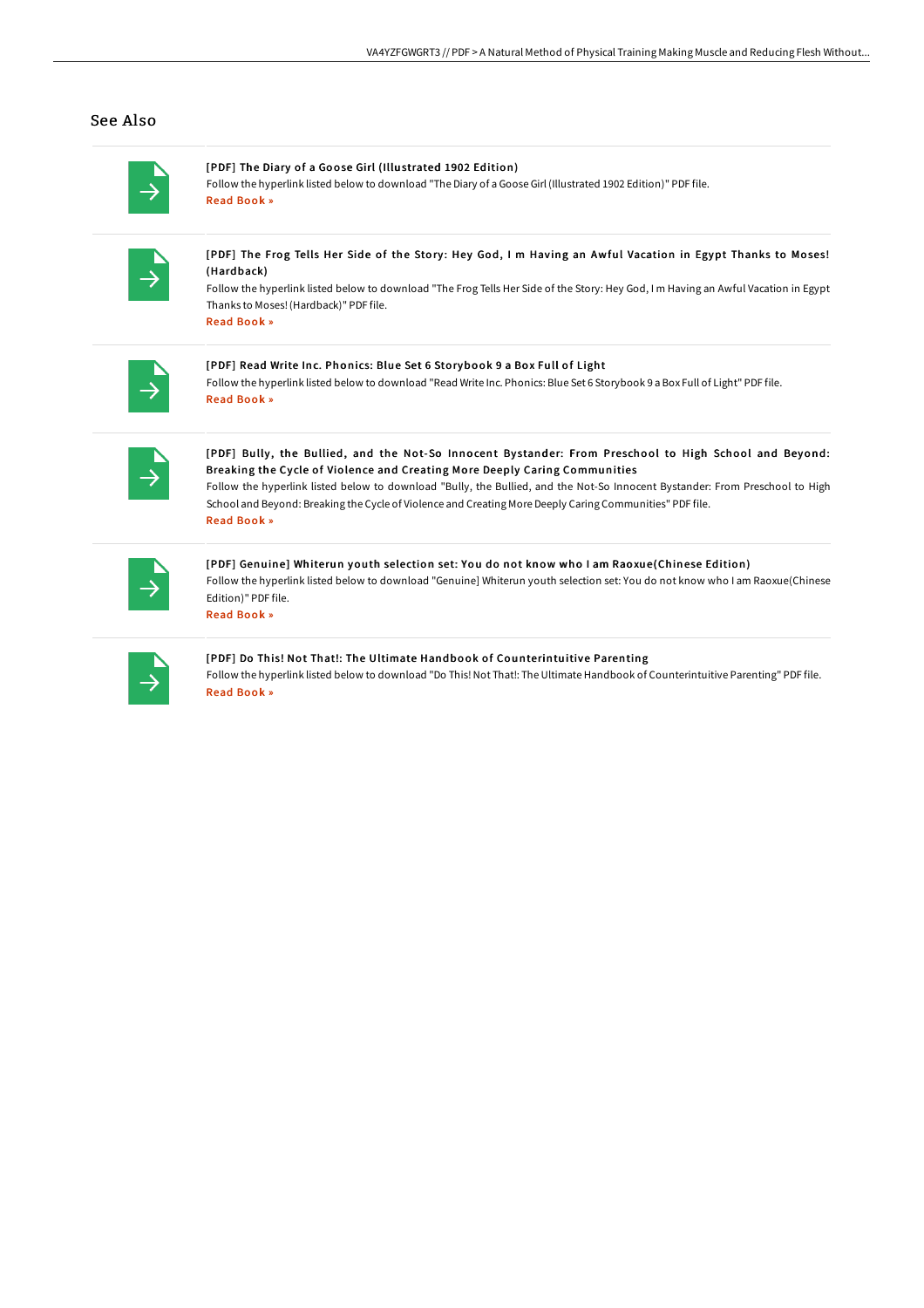## See Also

**[PDF] The Diary of a Goose Girl (Illustrated 1902 Edition)**

Follow the hyperlink listed below to download "The Diary of a Goose Girl (Illustrated 1902 Edition)" PDF file.

Read Book »

**[PDF] The Frog Tells Her Side of the Story: Hey God, I m Having an Awful Vacation in Egypt Thanks to Moses! (Hardback)**

Follow the hyperlink listed below to download "The Frog Tells Her Side of the Story: Hey God, I m Having an Awful Vacation in Egypt Thanks to Moses! (Hardback)" PDF file.

Read Book »

**[PDF] Read Write Inc. Phonics: Blue Set 6 Storybook 9 a Box Full of Light**

Follow the hyperlink listed below to download "Read Write Inc. Phonics: Blue Set 6 Storybook 9 a Box Full of Light" PDF file.

Read Book »

**[PDF] Bully, the Bullied, and the Not-So Innocent Bystander: From Preschool to High School and Beyond: Breaking the Cycle of Violence and Creating More Deeply Caring Communities**

Follow the hyperlink listed below to download "Bully, the Bullied, and the Not-So Innocent Bystander: From Preschool to High School and Beyond: Breaking the Cycle of Violence and Creating More Deeply Caring Communities" PDF file.

Read Book »

**[PDF] Genuine] Whiterun youth selection set: You do not know who I am Raoxue(Chinese Edition)**

Follow the hyperlink listed below to download "Genuine] Whiterun youth selection set: You do not know who I am Raoxue(Chinese Edition)" PDF file.

Read Book »

**[PDF] Do This! Not That!: The Ultimate Handbook of Counterintuitive Parenting**

Follow the hyperlink listed below to download "Do This! Not That!: The Ultimate Handbook of Counterintuitive Parenting" PDF file.

Read Book »